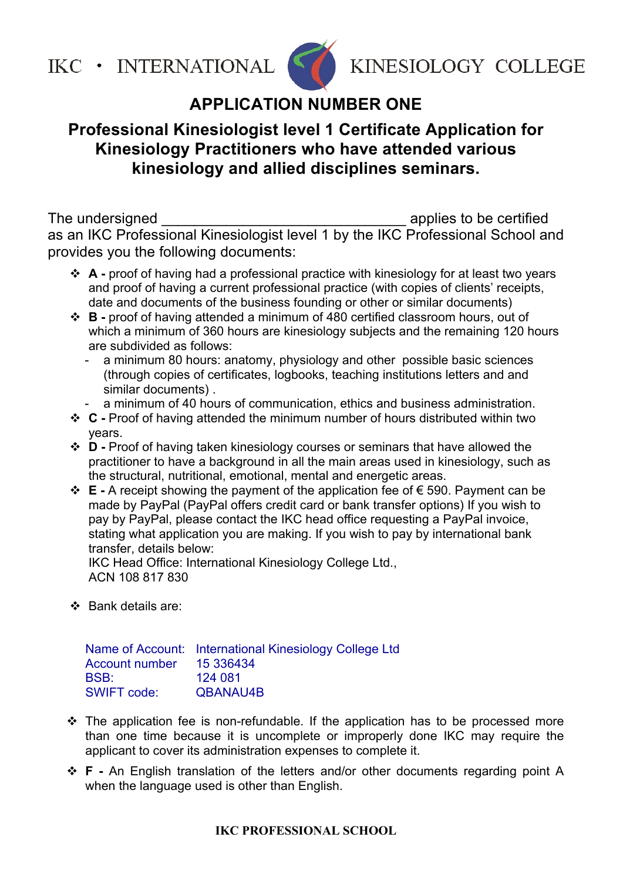IKC • INTERNATIONAL KINESIOLOGY COLLEGE

# APPLICATION NUMBER ONE

## Professional Kinesiologist level 1 Certificate Application for Kinesiology Practitioners who have attended various kinesiology and allied disciplines seminars.

The undersigned ______________________________ applies to be certified as an IKC Professional Kinesiologist level 1 by the IKC Professional School and provides you the following documents:

- **A -** proof of having had a professional practice with kinesiology for at least two years and proof of having a current professional practice (with copies of clients' receipts, date and documents of the business founding or other or similar documents)
- **B -** proof of having attended a minimum of 480 certified classroom hours, out of which a minimum of 360 hours are kinesiology subjects and the remaining 120 hours are subdivided as follows:
  - a minimum 80 hours: anatomy, physiology and other possible basic sciences (through copies of certificates, logbooks, teaching institutions letters and and similar documents) .
  - a minimum of 40 hours of communication, ethics and business administration.
- **C -** Proof of having attended the minimum number of hours distributed within two years.
- **D -** Proof of having taken kinesiology courses or seminars that have allowed the practitioner to have a background in all the main areas used in kinesiology, such as the structural, nutritional, emotional, mental and energetic areas.
- **E -** A receipt showing the payment of the application fee of € 590. Payment can be made by PayPal (PayPal offers credit card or bank transfer options) If you wish to pay by PayPal, please contact the IKC head office requesting a PayPal invoice, stating what application you are making. If you wish to pay by international bank transfer, details below:
  IKC Head Office: International Kinesiology College Ltd.,
  ACN 108 817 830
- Bank details are:

  Name of Account: International Kinesiology College Ltd
  Account number 15 336434
  BSB: 124 081
  SWIFT code: QBANAU4B

- The application fee is non-refundable. If the application has to be processed more than one time because it is uncomplete or improperly done IKC may require the applicant to cover its administration expenses to complete it.
- **F -** An English translation of the letters and/or other documents regarding point A when the language used is other than English.

**IKC PROFESSIONAL SCHOOL**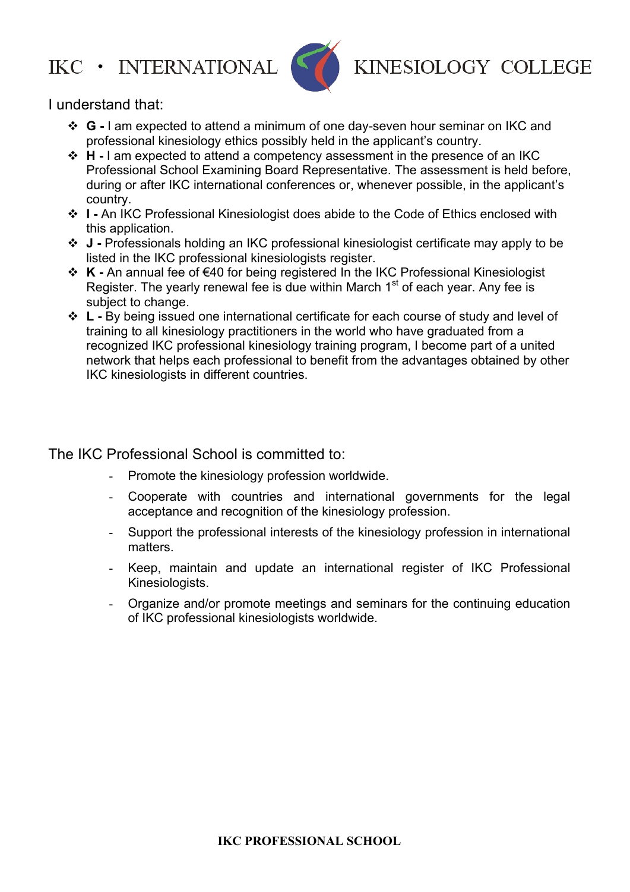I understand that:

- **G -** I am expected to attend a minimum of one day-seven hour seminar on IKC and professional kinesiology ethics possibly held in the applicant's country.
- **H -** I am expected to attend a competency assessment in the presence of an IKC Professional School Examining Board Representative. The assessment is held before, during or after IKC international conferences or, whenever possible, in the applicant's country.
- **I -** An IKC Professional Kinesiologist does abide to the Code of Ethics enclosed with this application.
- **J -** Professionals holding an IKC professional kinesiologist certificate may apply to be listed in the IKC professional kinesiologists register.
- **K -** An annual fee of €40 for being registered In the IKC Professional Kinesiologist Register. The yearly renewal fee is due within March 1st of each year. Any fee is subject to change.
- **L -** By being issued one international certificate for each course of study and level of training to all kinesiology practitioners in the world who have graduated from a recognized IKC professional kinesiology training program, I become part of a united network that helps each professional to benefit from the advantages obtained by other IKC kinesiologists in different countries.

The IKC Professional School is committed to:

- Promote the kinesiology profession worldwide.
- Cooperate with countries and international governments for the legal acceptance and recognition of the kinesiology profession.
- Support the professional interests of the kinesiology profession in international matters.
- Keep, maintain and update an international register of IKC Professional Kinesiologists.
- Organize and/or promote meetings and seminars for the continuing education of IKC professional kinesiologists worldwide.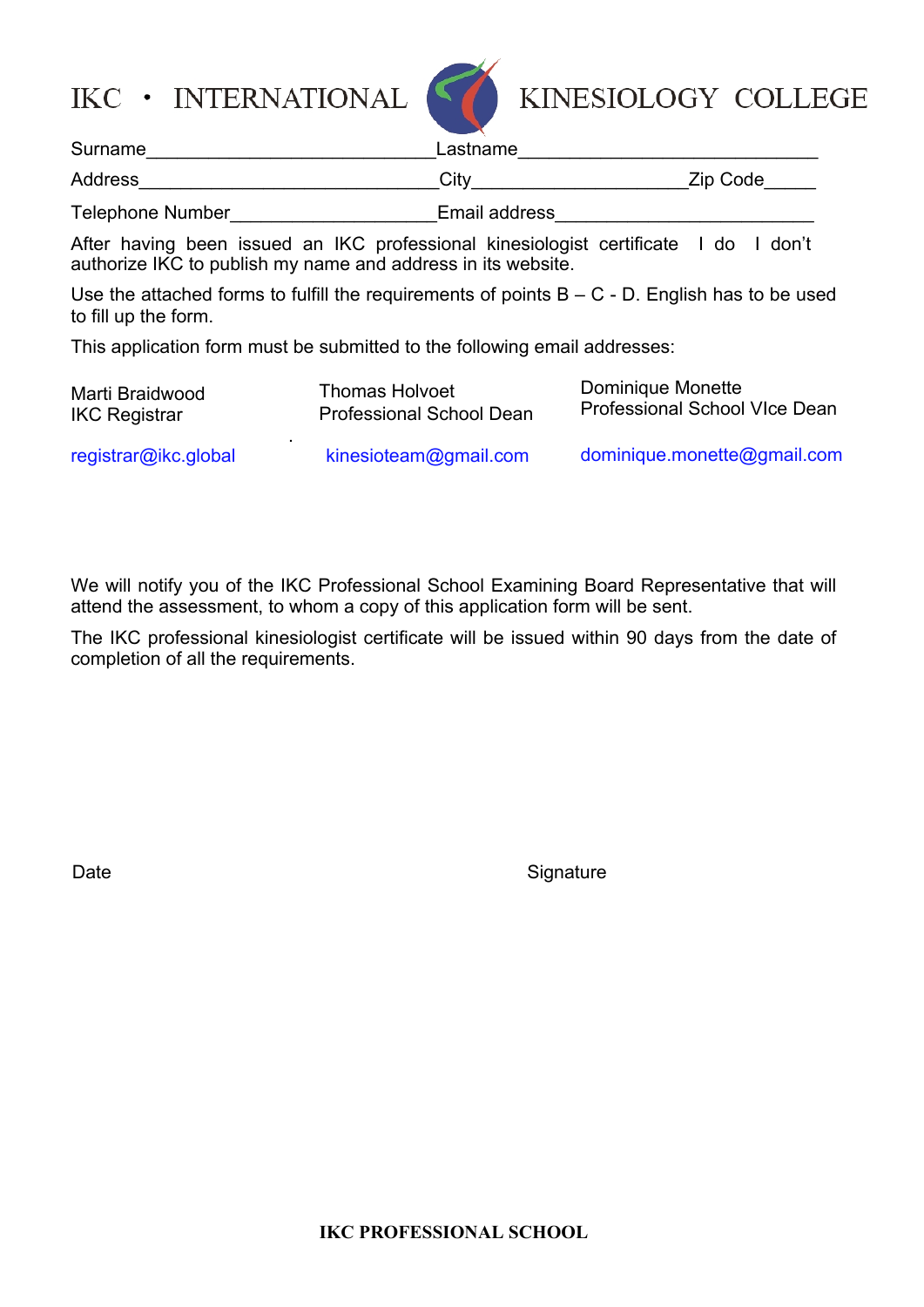# IKC • INTERNATIONAL KINESIOLOGY COLLEGE

Surname_____________________________Lastname______________________________

Address______________________________City____________________Zip Code_____

Telephone Number____________________Email address_________________________

After having been issued an IKC professional kinesiologist certificate I do I don't authorize IKC to publish my name and address in its website.

Use the attached forms to fulfill the requirements of points B – C - D. English has to be used to fill up the form.

This application form must be submitted to the following email addresses:

| Marti Braidwood<br>IKC Registrar | Thomas Holvoet<br>Professional School Dean | Dominique Monette<br>Professional School VIce Dean |
|---|---|---|
| registrar@ikc.global | kinesioteam@gmail.com | dominique.monette@gmail.com |

We will notify you of the IKC Professional School Examining Board Representative that will attend the assessment, to whom a copy of this application form will be sent.

The IKC professional kinesiologist certificate will be issued within 90 days from the date of completion of all the requirements.

Date Signature

**IKC PROFESSIONAL SCHOOL**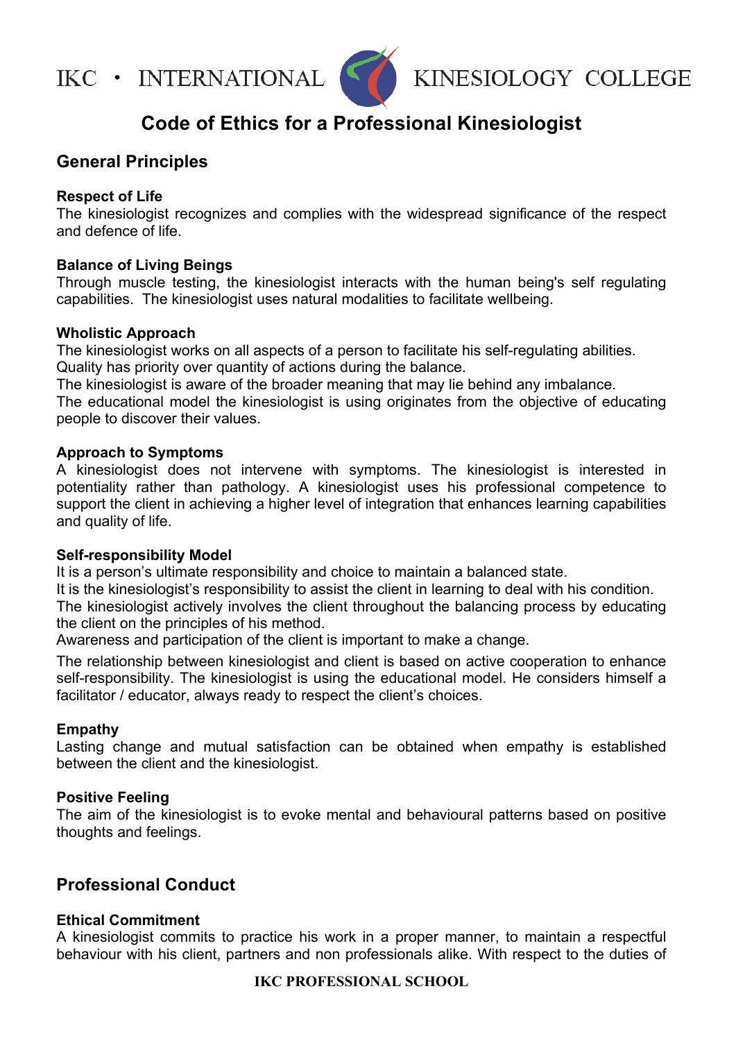# Code of Ethics for a Professional Kinesiologist

## General Principles

### Respect of Life

The kinesiologist recognizes and complies with the widespread significance of the respect and defence of life.

### Balance of Living Beings

Through muscle testing, the kinesiologist interacts with the human being's self regulating capabilities. The kinesiologist uses natural modalities to facilitate wellbeing.

### Wholistic Approach

The kinesiologist works on all aspects of a person to facilitate his self-regulating abilities.
Quality has priority over quantity of actions during the balance.
The kinesiologist is aware of the broader meaning that may lie behind any imbalance.
The educational model the kinesiologist is using originates from the objective of educating people to discover their values.

### Approach to Symptoms

A kinesiologist does not intervene with symptoms. The kinesiologist is interested in potentiality rather than pathology. A kinesiologist uses his professional competence to support the client in achieving a higher level of integration that enhances learning capabilities and quality of life.

### Self-responsibility Model

It is a person's ultimate responsibility and choice to maintain a balanced state.
It is the kinesiologist's responsibility to assist the client in learning to deal with his condition.
The kinesiologist actively involves the client throughout the balancing process by educating the client on the principles of his method.
Awareness and participation of the client is important to make a change.

The relationship between kinesiologist and client is based on active cooperation to enhance self-responsibility. The kinesiologist is using the educational model. He considers himself a facilitator / educator, always ready to respect the client's choices.

### Empathy

Lasting change and mutual satisfaction can be obtained when empathy is established between the client and the kinesiologist.

### Positive Feeling

The aim of the kinesiologist is to evoke mental and behavioural patterns based on positive thoughts and feelings.

## Professional Conduct

### Ethical Commitment

A kinesiologist commits to practice his work in a proper manner, to maintain a respectful behaviour with his client, partners and non professionals alike. With respect to the duties of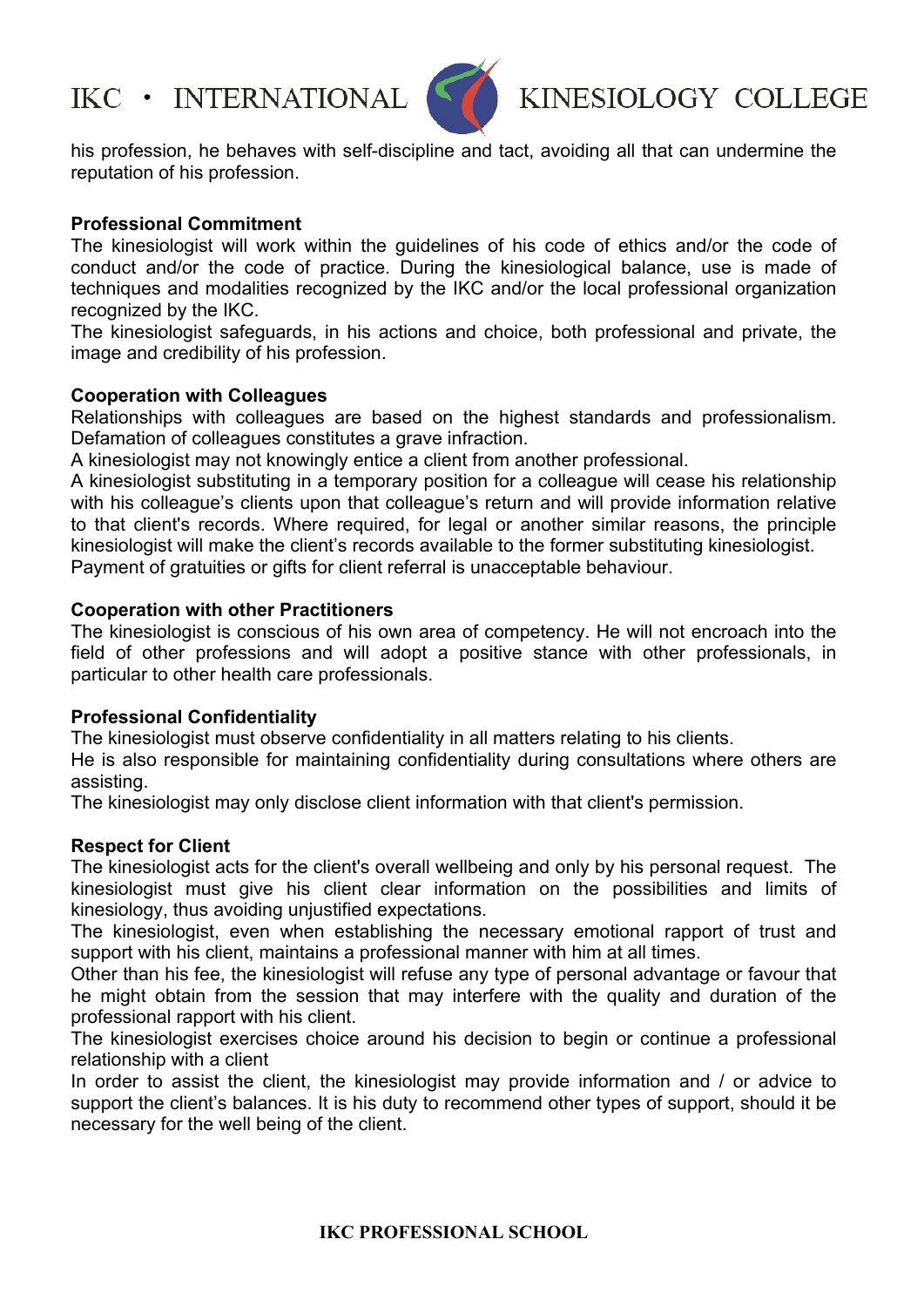his profession, he behaves with self-discipline and tact, avoiding all that can undermine the reputation of his profession.

**Professional Commitment**

The kinesiologist will work within the guidelines of his code of ethics and/or the code of conduct and/or the code of practice. During the kinesiological balance, use is made of techniques and modalities recognized by the IKC and/or the local professional organization recognized by the IKC.

The kinesiologist safeguards, in his actions and choice, both professional and private, the image and credibility of his profession.

**Cooperation with Colleagues**

Relationships with colleagues are based on the highest standards and professionalism. Defamation of colleagues constitutes a grave infraction.

A kinesiologist may not knowingly entice a client from another professional.

A kinesiologist substituting in a temporary position for a colleague will cease his relationship with his colleague's clients upon that colleague's return and will provide information relative to that client's records. Where required, for legal or another similar reasons, the principle kinesiologist will make the client's records available to the former substituting kinesiologist.

Payment of gratuities or gifts for client referral is unacceptable behaviour.

**Cooperation with other Practitioners**

The kinesiologist is conscious of his own area of competency. He will not encroach into the field of other professions and will adopt a positive stance with other professionals, in particular to other health care professionals.

**Professional Confidentiality**

The kinesiologist must observe confidentiality in all matters relating to his clients.

He is also responsible for maintaining confidentiality during consultations where others are assisting.

The kinesiologist may only disclose client information with that client's permission.

**Respect for Client**

The kinesiologist acts for the client's overall wellbeing and only by his personal request. The kinesiologist must give his client clear information on the possibilities and limits of kinesiology, thus avoiding unjustified expectations.

The kinesiologist, even when establishing the necessary emotional rapport of trust and support with his client, maintains a professional manner with him at all times.

Other than his fee, the kinesiologist will refuse any type of personal advantage or favour that he might obtain from the session that may interfere with the quality and duration of the professional rapport with his client.

The kinesiologist exercises choice around his decision to begin or continue a professional relationship with a client

In order to assist the client, the kinesiologist may provide information and / or advice to support the client's balances. It is his duty to recommend other types of support, should it be necessary for the well being of the client.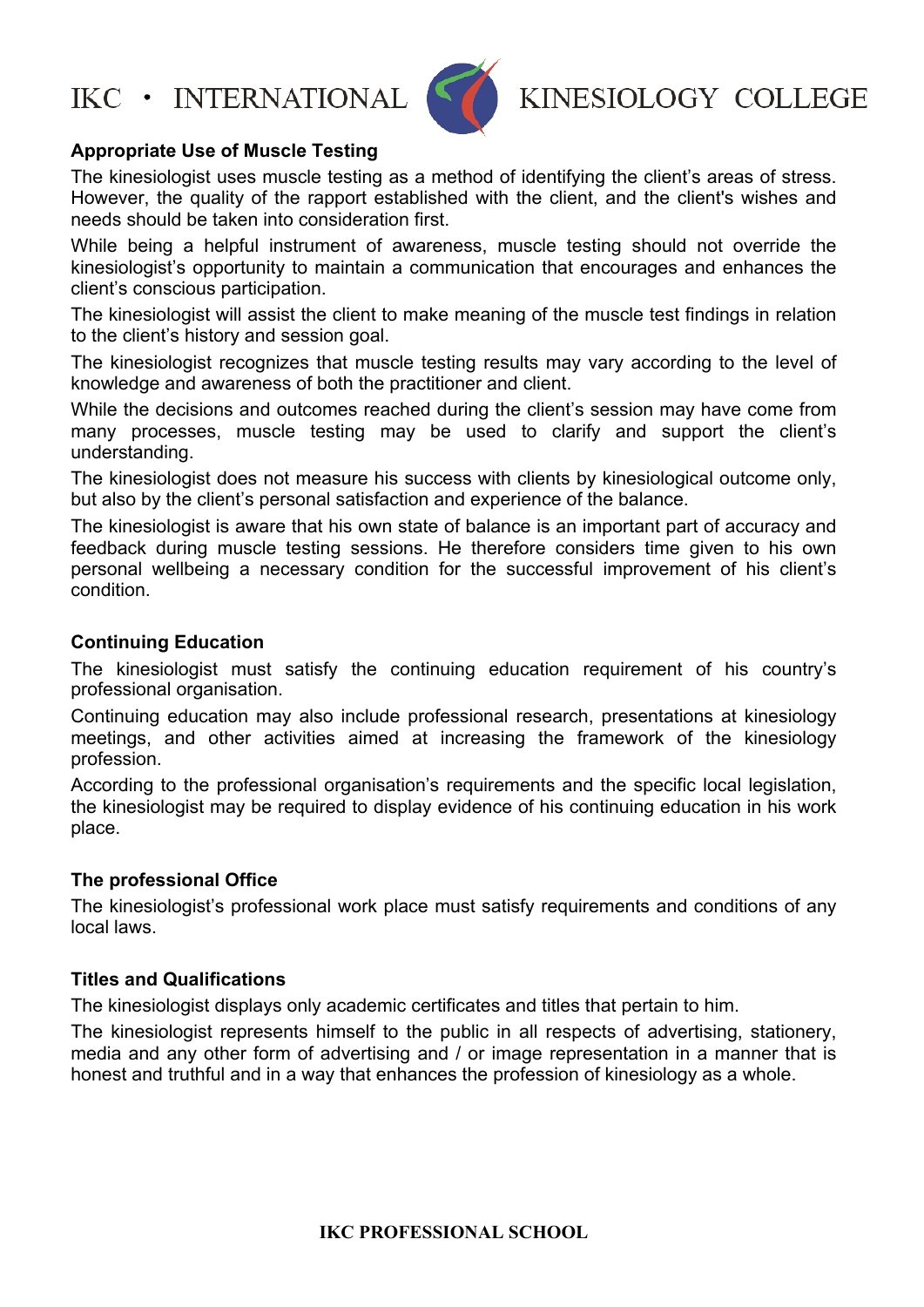## Appropriate Use of Muscle Testing

The kinesiologist uses muscle testing as a method of identifying the client's areas of stress. However, the quality of the rapport established with the client, and the client's wishes and needs should be taken into consideration first.

While being a helpful instrument of awareness, muscle testing should not override the kinesiologist's opportunity to maintain a communication that encourages and enhances the client's conscious participation.

The kinesiologist will assist the client to make meaning of the muscle test findings in relation to the client's history and session goal.

The kinesiologist recognizes that muscle testing results may vary according to the level of knowledge and awareness of both the practitioner and client.

While the decisions and outcomes reached during the client's session may have come from many processes, muscle testing may be used to clarify and support the client's understanding.

The kinesiologist does not measure his success with clients by kinesiological outcome only, but also by the client's personal satisfaction and experience of the balance.

The kinesiologist is aware that his own state of balance is an important part of accuracy and feedback during muscle testing sessions. He therefore considers time given to his own personal wellbeing a necessary condition for the successful improvement of his client's condition.

## Continuing Education

The kinesiologist must satisfy the continuing education requirement of his country's professional organisation.

Continuing education may also include professional research, presentations at kinesiology meetings, and other activities aimed at increasing the framework of the kinesiology profession.

According to the professional organisation's requirements and the specific local legislation, the kinesiologist may be required to display evidence of his continuing education in his work place.

## The professional Office

The kinesiologist's professional work place must satisfy requirements and conditions of any local laws.

## Titles and Qualifications

The kinesiologist displays only academic certificates and titles that pertain to him.

The kinesiologist represents himself to the public in all respects of advertising, stationery, media and any other form of advertising and / or image representation in a manner that is honest and truthful and in a way that enhances the profession of kinesiology as a whole.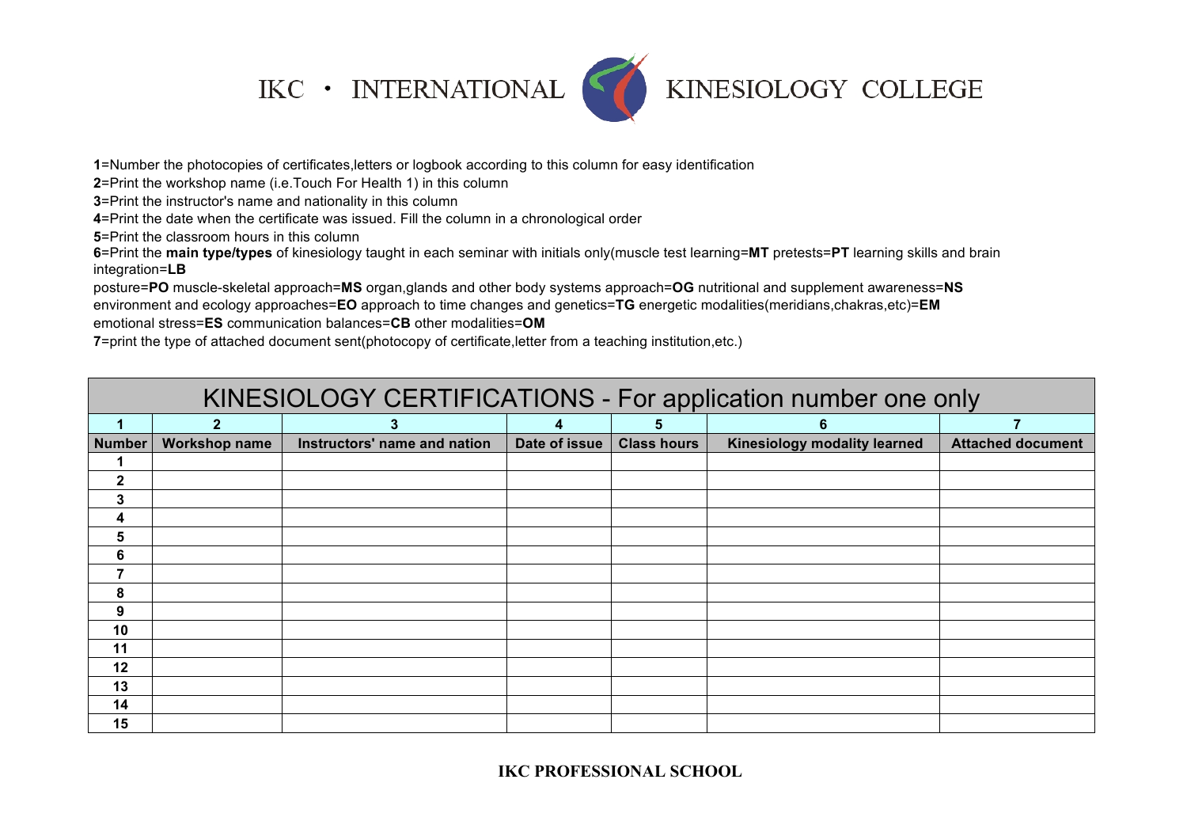# IKC · INTERNATIONAL KINESIOLOGY COLLEGE

**1**=Number the photocopies of certificates,letters or logbook according to this column for easy identification

**2**=Print the workshop name (i.e.Touch For Health 1) in this column

**3**=Print the instructor's name and nationality in this column

**4**=Print the date when the certificate was issued. Fill the column in a chronological order

**5**=Print the classroom hours in this column

**6**=Print the **main type/types** of kinesiology taught in each seminar with initials only(muscle test learning=**MT** pretests=**PT** learning skills and brain integration=**LB**
posture=**PO** muscle-skeletal approach=**MS** organ,glands and other body systems approach=**OG** nutritional and supplement awareness=**NS**
environment and ecology approaches=**EO** approach to time changes and genetics=**TG** energetic modalities(meridians,chakras,etc)=**EM**
emotional stress=**ES** communication balances=**CB** other modalities=**OM**

**7**=print the type of attached document sent(photocopy of certificate,letter from a teaching institution,etc.)

## KINESIOLOGY CERTIFICATIONS - For application number one only

| 1 | 2 | 3 | 4 | 5 | 6 | 7 |
|---|---|---|---|---|---|---|
| **Number** | **Workshop name** | **Instructors' name and nation** | **Date of issue** | **Class hours** | **Kinesiology modality learned** | **Attached document** |
| 1 | | | | | | |
| 2 | | | | | | |
| 3 | | | | | | |
| 4 | | | | | | |
| 5 | | | | | | |
| 6 | | | | | | |
| 7 | | | | | | |
| 8 | | | | | | |
| 9 | | | | | | |
| 10 | | | | | | |
| 11 | | | | | | |
| 12 | | | | | | |
| 13 | | | | | | |
| 14 | | | | | | |
| 15 | | | | | | |

**IKC PROFESSIONAL SCHOOL**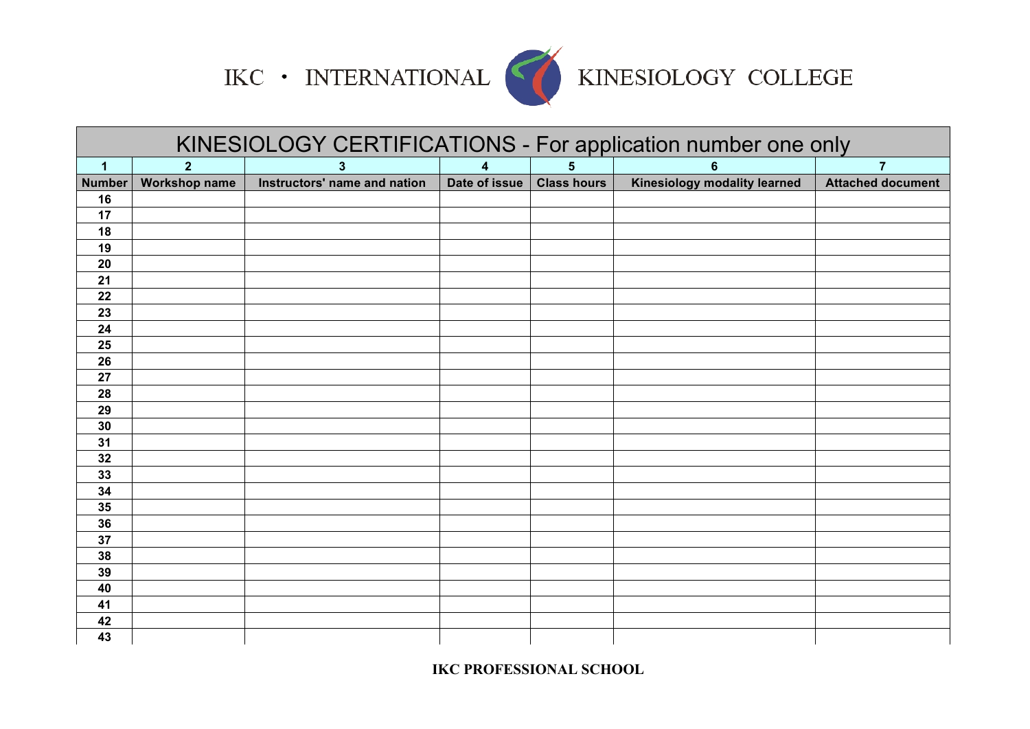# IKC · INTERNATIONAL KINESIOLOGY COLLEGE

| KINESIOLOGY CERTIFICATIONS - For application number one only | | | | | | |
|---|---|---|---|---|---|---|
| 1 | 2 | 3 | 4 | 5 | 6 | 7 |
| Number | Workshop name | Instructors' name and nation | Date of issue | Class hours | Kinesiology modality learned | Attached document |
| 16 | | | | | | |
| 17 | | | | | | |
| 18 | | | | | | |
| 19 | | | | | | |
| 20 | | | | | | |
| 21 | | | | | | |
| 22 | | | | | | |
| 23 | | | | | | |
| 24 | | | | | | |
| 25 | | | | | | |
| 26 | | | | | | |
| 27 | | | | | | |
| 28 | | | | | | |
| 29 | | | | | | |
| 30 | | | | | | |
| 31 | | | | | | |
| 32 | | | | | | |
| 33 | | | | | | |
| 34 | | | | | | |
| 35 | | | | | | |
| 36 | | | | | | |
| 37 | | | | | | |
| 38 | | | | | | |
| 39 | | | | | | |
| 40 | | | | | | |
| 41 | | | | | | |
| 42 | | | | | | |
| 43 | | | | | | |

**IKC PROFESSIONAL SCHOOL**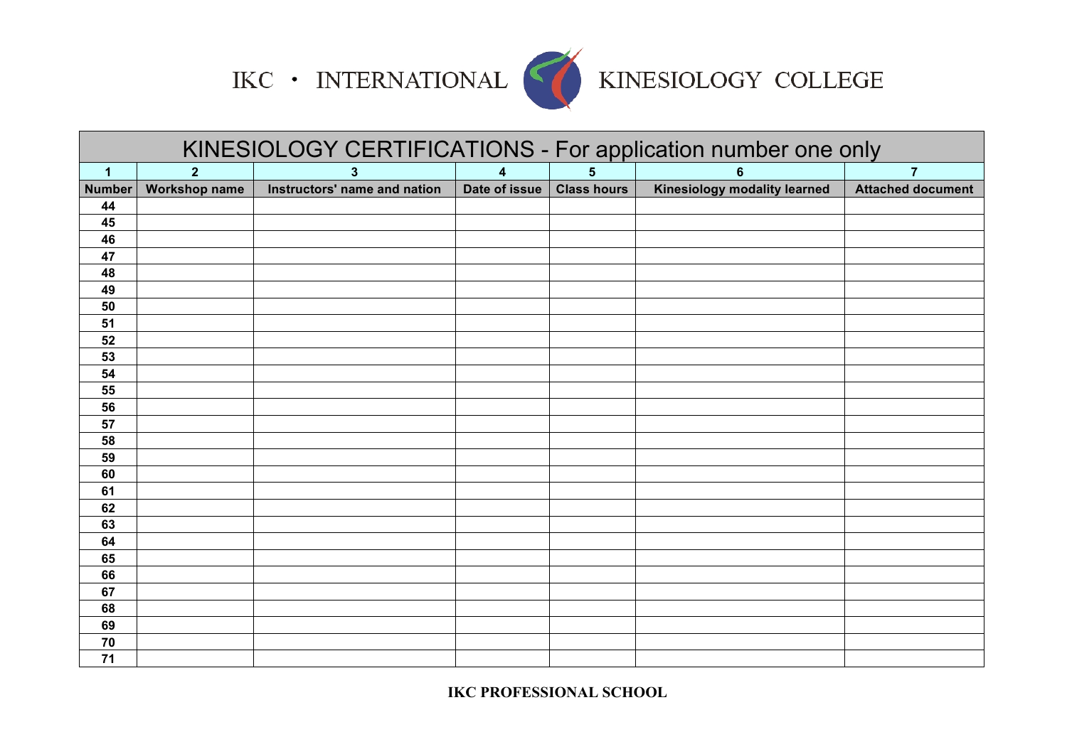IKC · INTERNATIONAL KINESIOLOGY COLLEGE

| KINESIOLOGY CERTIFICATIONS - For application number one only | | | | | | |
|---|---|---|---|---|---|---|
| 1 | 2 | 3 | 4 | 5 | 6 | 7 |
| Number | Workshop name | Instructors' name and nation | Date of issue | Class hours | Kinesiology modality learned | Attached document |
| 44 | | | | | | |
| 45 | | | | | | |
| 46 | | | | | | |
| 47 | | | | | | |
| 48 | | | | | | |
| 49 | | | | | | |
| 50 | | | | | | |
| 51 | | | | | | |
| 52 | | | | | | |
| 53 | | | | | | |
| 54 | | | | | | |
| 55 | | | | | | |
| 56 | | | | | | |
| 57 | | | | | | |
| 58 | | | | | | |
| 59 | | | | | | |
| 60 | | | | | | |
| 61 | | | | | | |
| 62 | | | | | | |
| 63 | | | | | | |
| 64 | | | | | | |
| 65 | | | | | | |
| 66 | | | | | | |
| 67 | | | | | | |
| 68 | | | | | | |
| 69 | | | | | | |
| 70 | | | | | | |
| 71 | | | | | | |

**IKC PROFESSIONAL SCHOOL**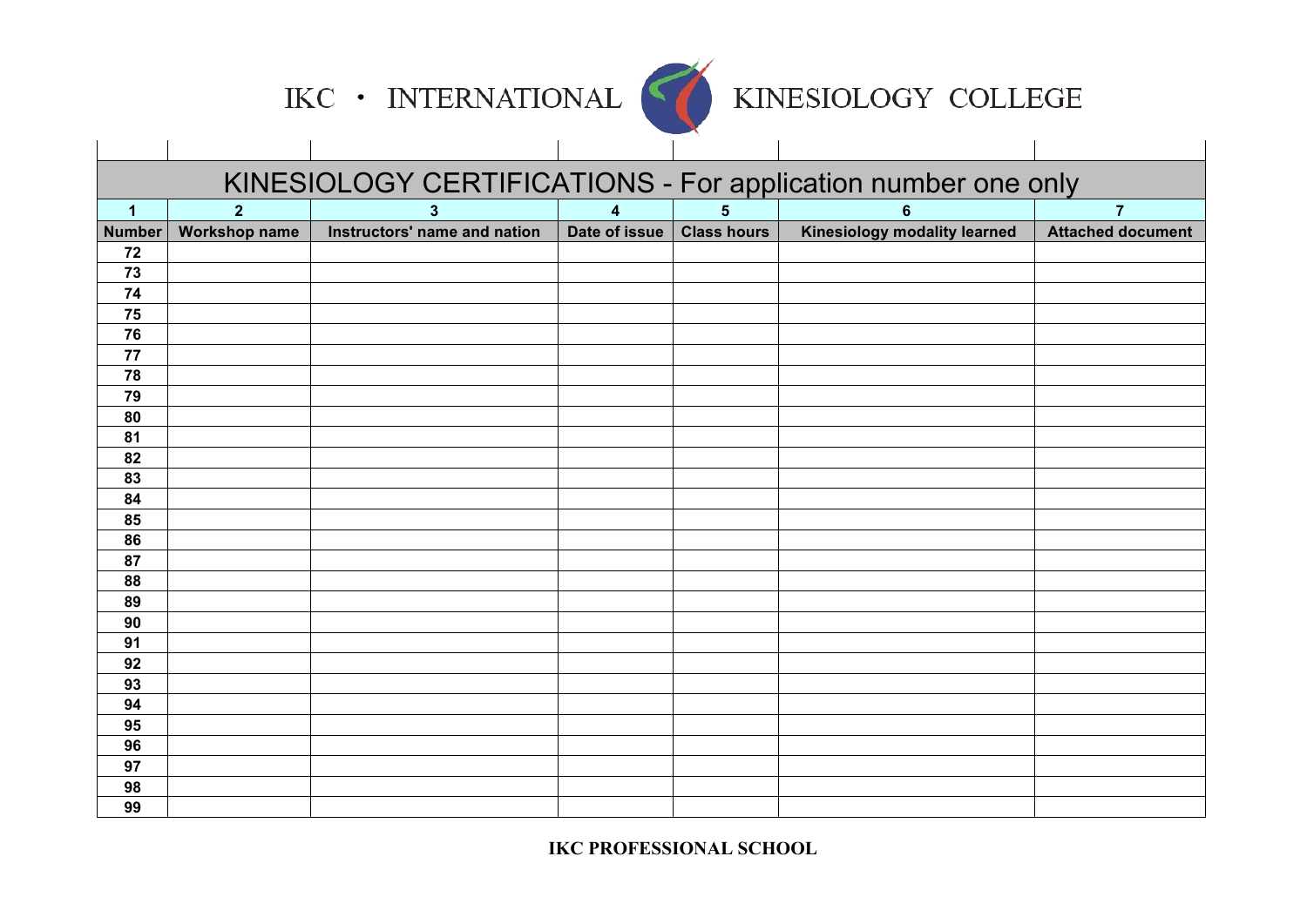IKC · INTERNATIONAL KINESIOLOGY COLLEGE

## KINESIOLOGY CERTIFICATIONS - For application number one only

| 1 | 2 | 3 | 4 | 5 | 6 | 7 |
|---|---|---|---|---|---|---|
| **Number** | **Workshop name** | **Instructors' name and nation** | **Date of issue** | **Class hours** | **Kinesiology modality learned** | **Attached document** |
| 72 | | | | | | |
| 73 | | | | | | |
| 74 | | | | | | |
| 75 | | | | | | |
| 76 | | | | | | |
| 77 | | | | | | |
| 78 | | | | | | |
| 79 | | | | | | |
| 80 | | | | | | |
| 81 | | | | | | |
| 82 | | | | | | |
| 83 | | | | | | |
| 84 | | | | | | |
| 85 | | | | | | |
| 86 | | | | | | |
| 87 | | | | | | |
| 88 | | | | | | |
| 89 | | | | | | |
| 90 | | | | | | |
| 91 | | | | | | |
| 92 | | | | | | |
| 93 | | | | | | |
| 94 | | | | | | |
| 95 | | | | | | |
| 96 | | | | | | |
| 97 | | | | | | |
| 98 | | | | | | |
| 99 | | | | | | |

**IKC PROFESSIONAL SCHOOL**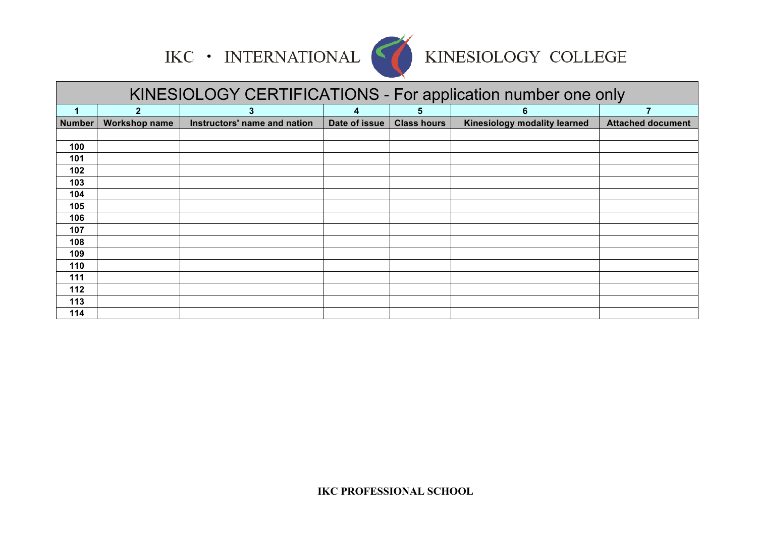IKC · INTERNATIONAL KINESIOLOGY COLLEGE

| KINESIOLOGY CERTIFICATIONS - For application number one only | | | | | | |
|---|---|---|---|---|---|---|
| 1 | 2 | 3 | 4 | 5 | 6 | 7 |
| **Number** | **Workshop name** | **Instructors' name and nation** | **Date of issue** | **Class hours** | **Kinesiology modality learned** | **Attached document** |
| | | | | | | |
| **100** | | | | | | |
| **101** | | | | | | |
| **102** | | | | | | |
| **103** | | | | | | |
| **104** | | | | | | |
| **105** | | | | | | |
| **106** | | | | | | |
| **107** | | | | | | |
| **108** | | | | | | |
| **109** | | | | | | |
| **110** | | | | | | |
| **111** | | | | | | |
| **112** | | | | | | |
| **113** | | | | | | |
| **114** | | | | | | |

**IKC PROFESSIONAL SCHOOL**